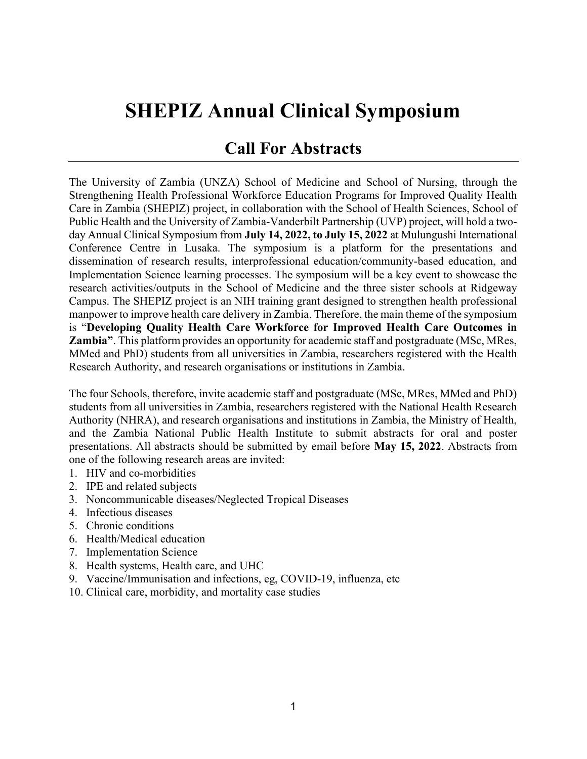# SHEPIZ Annual Clinical Symposium

## Call For Abstracts

The University of Zambia (UNZA) School of Medicine and School of Nursing, through the Strengthening Health Professional Workforce Education Programs for Improved Quality Health Care in Zambia (SHEPIZ) project, in collaboration with the School of Health Sciences, School of Public Health and the University of Zambia-Vanderbilt Partnership (UVP) project, will hold a two-day Annual Clinical Symposium from **July 14, 2022, to July 15, 2022** at Mulungushi International Conference Centre in Lusaka. The symposium is a platform for the presentations and dissemination of research results, interprofessional education/community-based education, and Implementation Science learning processes. The symposium will be a key event to showcase the research activities/outputs in the School of Medicine and the three sister schools at Ridgeway Campus. The SHEPIZ project is an NIH training grant designed to strengthen health professional manpower to improve health care delivery in Zambia. Therefore, the main theme of the symposium is "**Developing Quality Health Care Workforce for Improved Health Care Outcomes in Zambia"**. This platform provides an opportunity for academic staff and postgraduate (MSc, MRes, MMed and PhD) students from all universities in Zambia, researchers registered with the Health Research Authority, and research organisations or institutions in Zambia.

The four Schools, therefore, invite academic staff and postgraduate (MSc, MRes, MMed and PhD) students from all universities in Zambia, researchers registered with the National Health Research Authority (NHRA), and research organisations and institutions in Zambia, the Ministry of Health, and the Zambia National Public Health Institute to submit abstracts for oral and poster presentations. All abstracts should be submitted by email before **May 15, 2022**. Abstracts from one of the following research areas are invited:

1. HIV and co-morbidities
2. IPE and related subjects
3. Noncommunicable diseases/Neglected Tropical Diseases
4. Infectious diseases
5. Chronic conditions
6. Health/Medical education
7. Implementation Science
8. Health systems, Health care, and UHC
9. Vaccine/Immunisation and infections, eg, COVID-19, influenza, etc
10. Clinical care, morbidity, and mortality case studies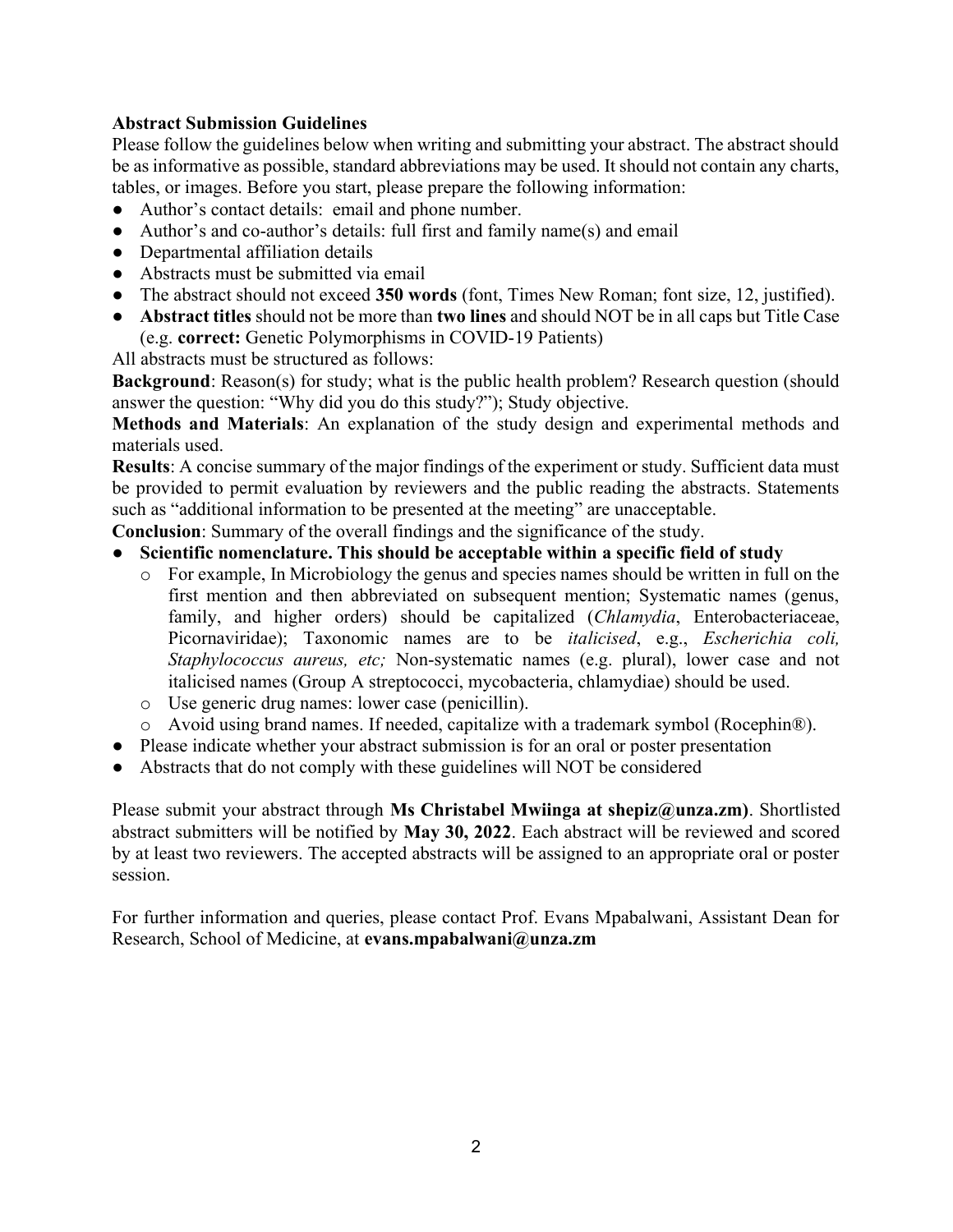**Abstract Submission Guidelines**

Please follow the guidelines below when writing and submitting your abstract. The abstract should be as informative as possible, standard abbreviations may be used. It should not contain any charts, tables, or images. Before you start, please prepare the following information:

- Author's contact details: email and phone number.
- Author's and co-author's details: full first and family name(s) and email
- Departmental affiliation details
- Abstracts must be submitted via email
- The abstract should not exceed **350 words** (font, Times New Roman; font size, 12, justified).
- **Abstract titles** should not be more than **two lines** and should NOT be in all caps but Title Case (e.g. **correct:** Genetic Polymorphisms in COVID-19 Patients)

All abstracts must be structured as follows:

**Background**: Reason(s) for study; what is the public health problem? Research question (should answer the question: "Why did you do this study?"); Study objective.

**Methods and Materials**: An explanation of the study design and experimental methods and materials used.

**Results**: A concise summary of the major findings of the experiment or study. Sufficient data must be provided to permit evaluation by reviewers and the public reading the abstracts. Statements such as "additional information to be presented at the meeting" are unacceptable.

**Conclusion**: Summary of the overall findings and the significance of the study.

- **Scientific nomenclature. This should be acceptable within a specific field of study**
  - For example, In Microbiology the genus and species names should be written in full on the first mention and then abbreviated on subsequent mention; Systematic names (genus, family, and higher orders) should be capitalized (*Chlamydia*, Enterobacteriaceae, Picornaviridae); Taxonomic names are to be *italicised*, e.g., *Escherichia coli, Staphylococcus aureus, etc;* Non-systematic names (e.g. plural), lower case and not italicised names (Group A streptococci, mycobacteria, chlamydiae) should be used.
  - Use generic drug names: lower case (penicillin).
  - Avoid using brand names. If needed, capitalize with a trademark symbol (Rocephin®).
- Please indicate whether your abstract submission is for an oral or poster presentation
- Abstracts that do not comply with these guidelines will NOT be considered

Please submit your abstract through **Ms Christabel Mwiinga at shepiz@unza.zm)**. Shortlisted abstract submitters will be notified by **May 30, 2022**. Each abstract will be reviewed and scored by at least two reviewers. The accepted abstracts will be assigned to an appropriate oral or poster session.

For further information and queries, please contact Prof. Evans Mpabalwani, Assistant Dean for Research, School of Medicine, at **evans.mpabalwani@unza.zm**